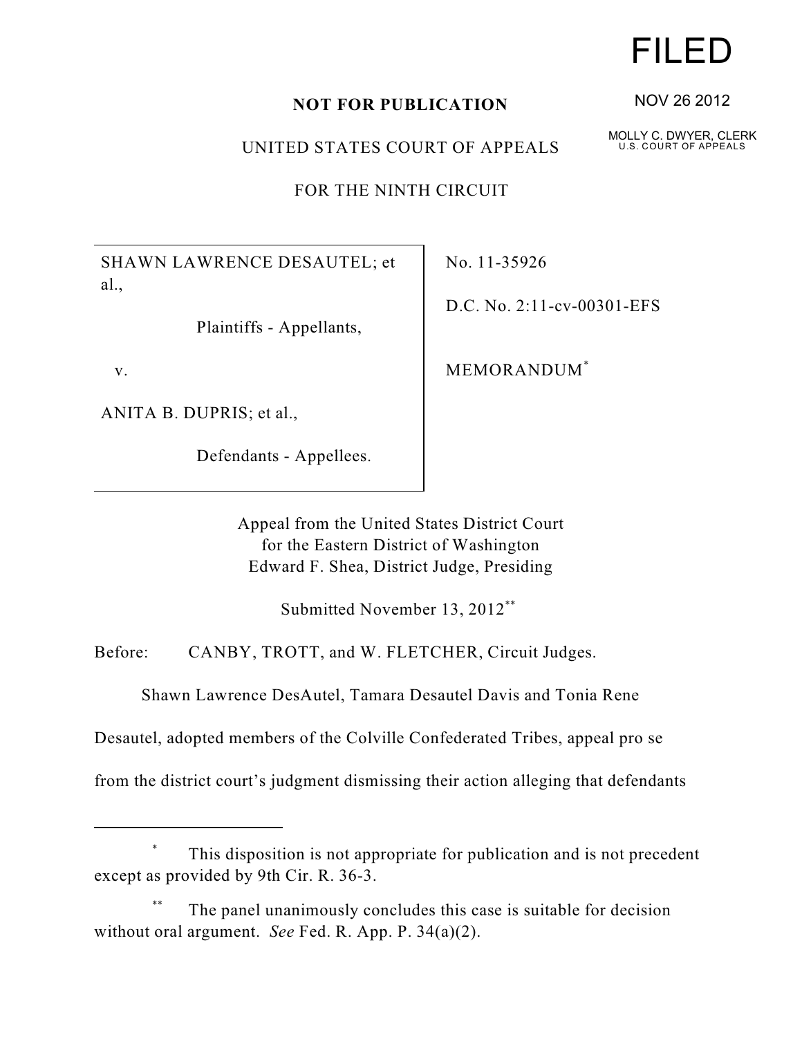FILED

NOV 26 2012

MOLLY C. DWYER, CLERK
U.S. COURT OF APPEALS

**NOT FOR PUBLICATION**

UNITED STATES COURT OF APPEALS

FOR THE NINTH CIRCUIT

| | |
|---|---|
| SHAWN LAWRENCE DESAUTEL; et al.,<br><br>Plaintiffs - Appellants,<br><br>v.<br><br>ANITA B. DUPRIS; et al.,<br><br>Defendants - Appellees. | No. 11-35926<br><br>D.C. No. 2:11-cv-00301-EFS<br><br>MEMORANDUM[*] |

Appeal from the United States District Court
for the Eastern District of Washington
Edward F. Shea, District Judge, Presiding

Submitted November 13, 2012[**]

Before: CANBY, TROTT, and W. FLETCHER, Circuit Judges.

Shawn Lawrence DesAutel, Tamara Desautel Davis and Tonia Rene Desautel, adopted members of the Colville Confederated Tribes, appeal pro se from the district court's judgment dismissing their action alleging that defendants

---

[*] This disposition is not appropriate for publication and is not precedent except as provided by 9th Cir. R. 36-3.

[**] The panel unanimously concludes this case is suitable for decision without oral argument. *See* Fed. R. App. P. 34(a)(2).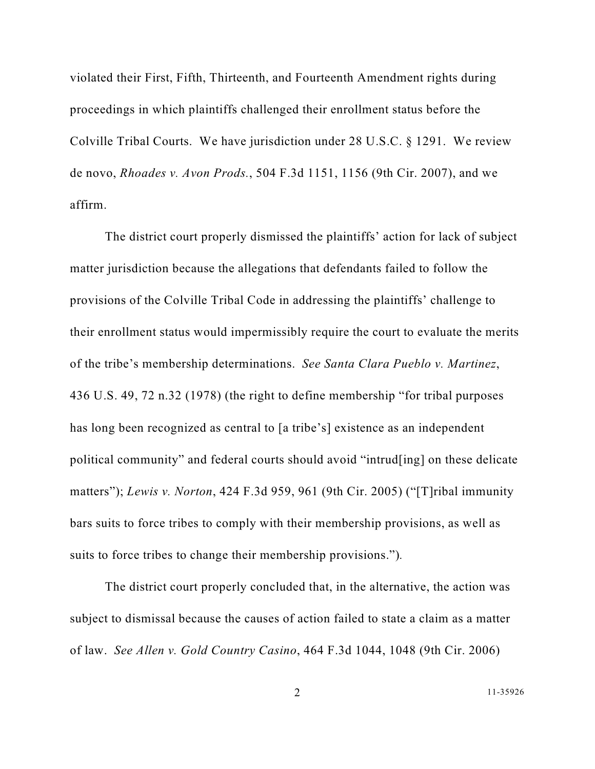violated their First, Fifth, Thirteenth, and Fourteenth Amendment rights during proceedings in which plaintiffs challenged their enrollment status before the Colville Tribal Courts. We have jurisdiction under 28 U.S.C. § 1291. We review de novo, *Rhoades v. Avon Prods.*, 504 F.3d 1151, 1156 (9th Cir. 2007), and we affirm.

The district court properly dismissed the plaintiffs' action for lack of subject matter jurisdiction because the allegations that defendants failed to follow the provisions of the Colville Tribal Code in addressing the plaintiffs' challenge to their enrollment status would impermissibly require the court to evaluate the merits of the tribe's membership determinations. *See Santa Clara Pueblo v. Martinez*, 436 U.S. 49, 72 n.32 (1978) (the right to define membership "for tribal purposes has long been recognized as central to [a tribe's] existence as an independent political community" and federal courts should avoid "intrud[ing] on these delicate matters"); *Lewis v. Norton*, 424 F.3d 959, 961 (9th Cir. 2005) ("[T]ribal immunity bars suits to force tribes to comply with their membership provisions, as well as suits to force tribes to change their membership provisions.").

The district court properly concluded that, in the alternative, the action was subject to dismissal because the causes of action failed to state a claim as a matter of law. *See Allen v. Gold Country Casino*, 464 F.3d 1044, 1048 (9th Cir. 2006)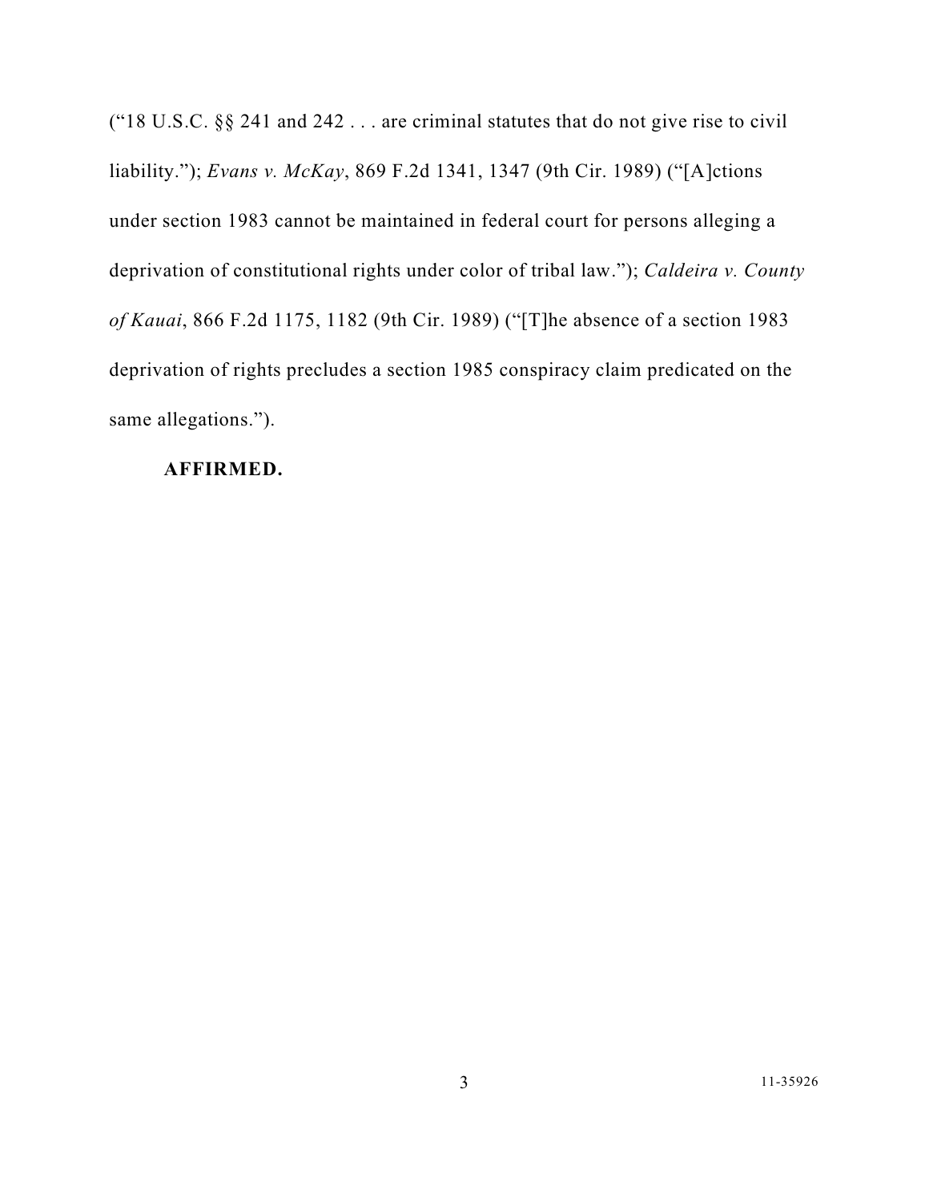("18 U.S.C. §§ 241 and 242 . . . are criminal statutes that do not give rise to civil liability."); *Evans v. McKay*, 869 F.2d 1341, 1347 (9th Cir. 1989) ("[A]ctions under section 1983 cannot be maintained in federal court for persons alleging a deprivation of constitutional rights under color of tribal law."); *Caldeira v. County of Kauai*, 866 F.2d 1175, 1182 (9th Cir. 1989) ("[T]he absence of a section 1983 deprivation of rights precludes a section 1985 conspiracy claim predicated on the same allegations.").

**AFFIRMED.**